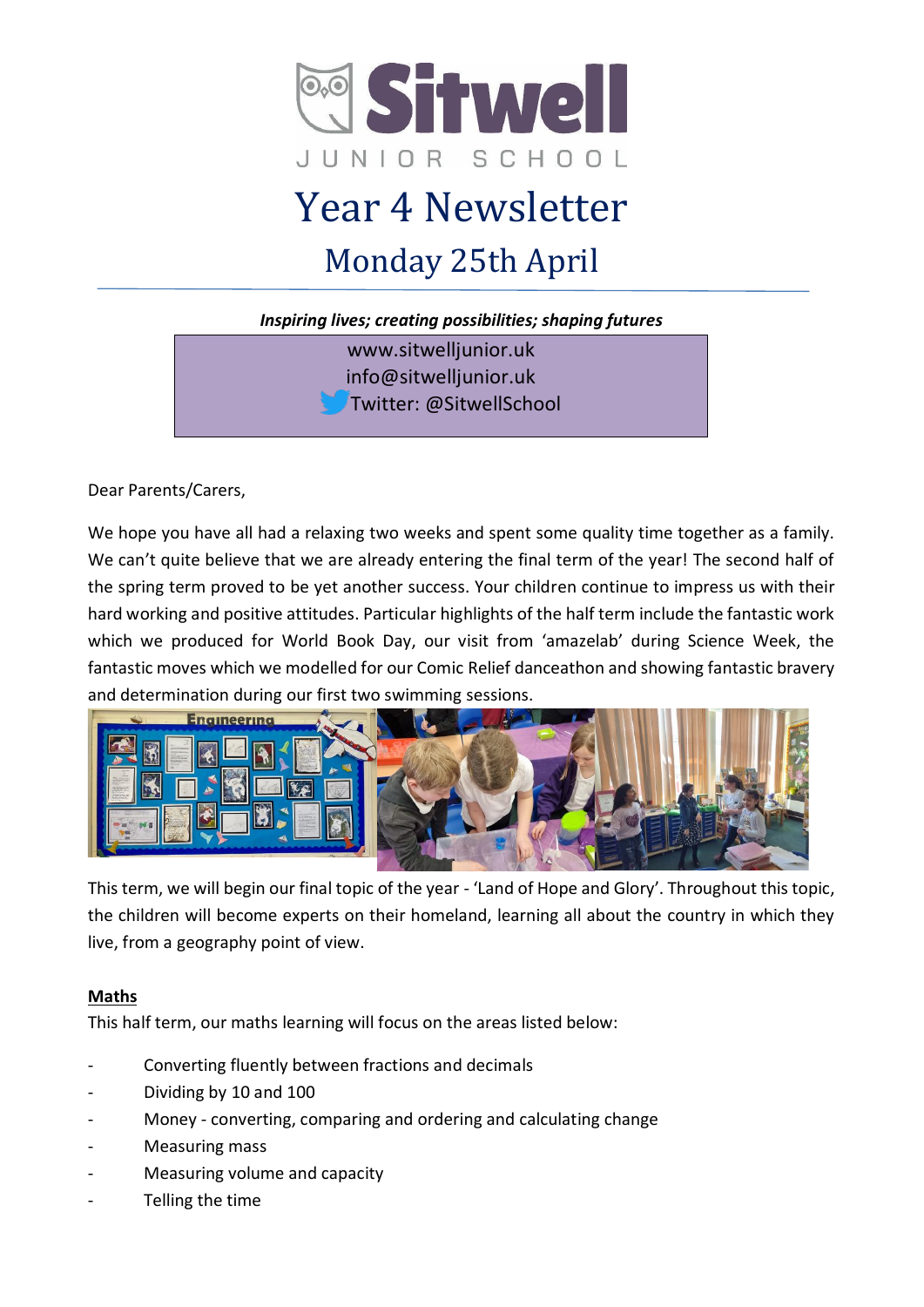# Sitwell Junior School

# Year 4 Newsletter

## Monday 25th April

***Inspiring lives; creating possibilities; shaping futures***

www.sitwelljunior.uk
info@sitwelljunior.uk
Twitter: @SitwellSchool

Dear Parents/Carers,

We hope you have all had a relaxing two weeks and spent some quality time together as a family. We can't quite believe that we are already entering the final term of the year! The second half of the spring term proved to be yet another success. Your children continue to impress us with their hard working and positive attitudes. Particular highlights of the half term include the fantastic work which we produced for World Book Day, our visit from 'amazelab' during Science Week, the fantastic moves which we modelled for our Comic Relief danceathon and showing fantastic bravery and determination during our first two swimming sessions.

This term, we will begin our final topic of the year - 'Land of Hope and Glory'. Throughout this topic, the children will become experts on their homeland, learning all about the country in which they live, from a geography point of view.

**Maths**

This half term, our maths learning will focus on the areas listed below:

- Converting fluently between fractions and decimals
- Dividing by 10 and 100
- Money - converting, comparing and ordering and calculating change
- Measuring mass
- Measuring volume and capacity
- Telling the time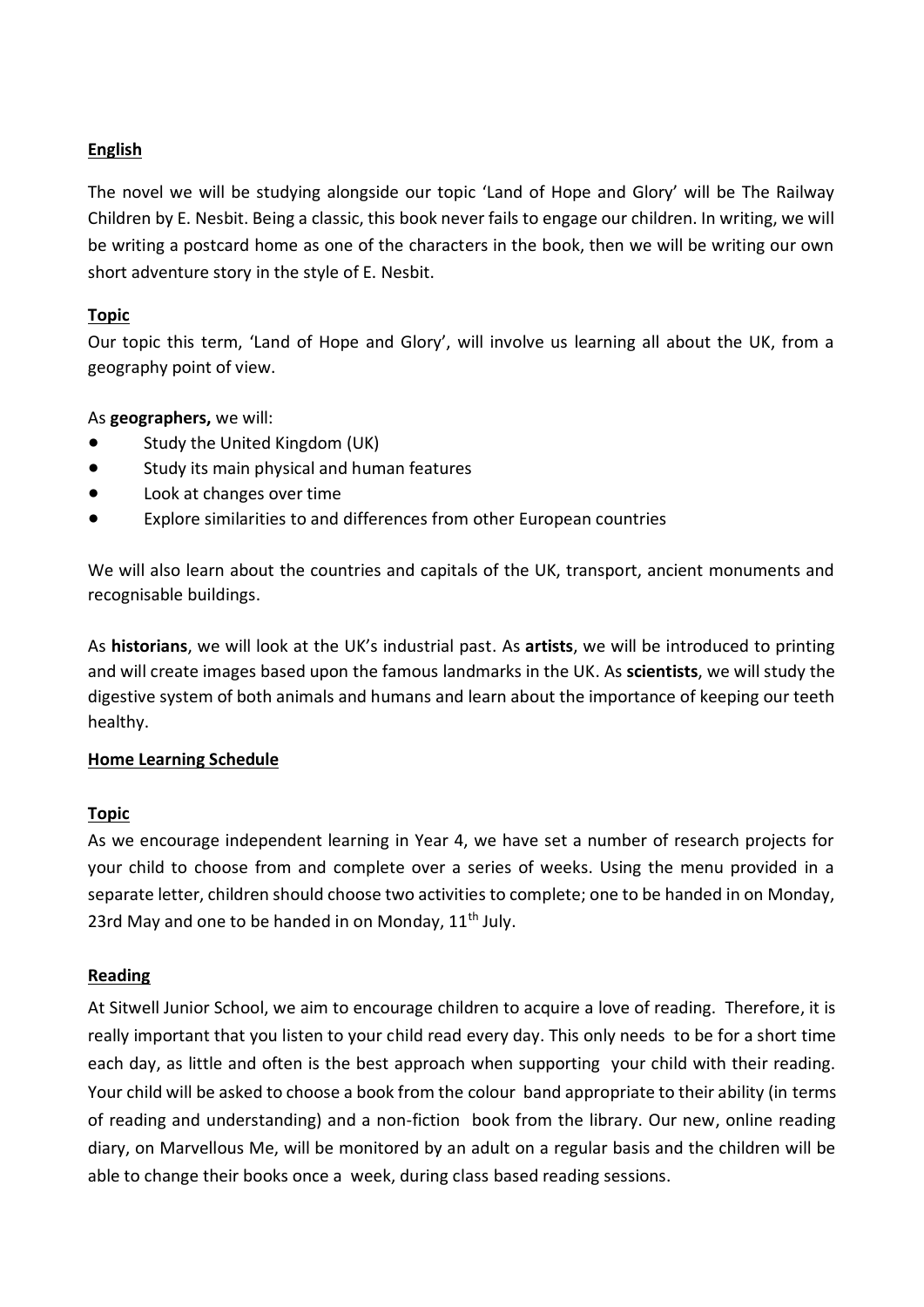**English**

The novel we will be studying alongside our topic 'Land of Hope and Glory' will be The Railway Children by E. Nesbit. Being a classic, this book never fails to engage our children. In writing, we will be writing a postcard home as one of the characters in the book, then we will be writing our own short adventure story in the style of E. Nesbit.

**Topic**

Our topic this term, 'Land of Hope and Glory', will involve us learning all about the UK, from a geography point of view.

As **geographers,** we will:

- Study the United Kingdom (UK)
- Study its main physical and human features
- Look at changes over time
- Explore similarities to and differences from other European countries

We will also learn about the countries and capitals of the UK, transport, ancient monuments and recognisable buildings.

As **historians**, we will look at the UK's industrial past. As **artists**, we will be introduced to printing and will create images based upon the famous landmarks in the UK. As **scientists**, we will study the digestive system of both animals and humans and learn about the importance of keeping our teeth healthy.

**Home Learning Schedule**

**Topic**

As we encourage independent learning in Year 4, we have set a number of research projects for your child to choose from and complete over a series of weeks. Using the menu provided in a separate letter, children should choose two activities to complete; one to be handed in on Monday, 23rd May and one to be handed in on Monday, 11th July.

**Reading**

At Sitwell Junior School, we aim to encourage children to acquire a love of reading. Therefore, it is really important that you listen to your child read every day. This only needs to be for a short time each day, as little and often is the best approach when supporting your child with their reading. Your child will be asked to choose a book from the colour band appropriate to their ability (in terms of reading and understanding) and a non-fiction book from the library. Our new, online reading diary, on Marvellous Me, will be monitored by an adult on a regular basis and the children will be able to change their books once a week, during class based reading sessions.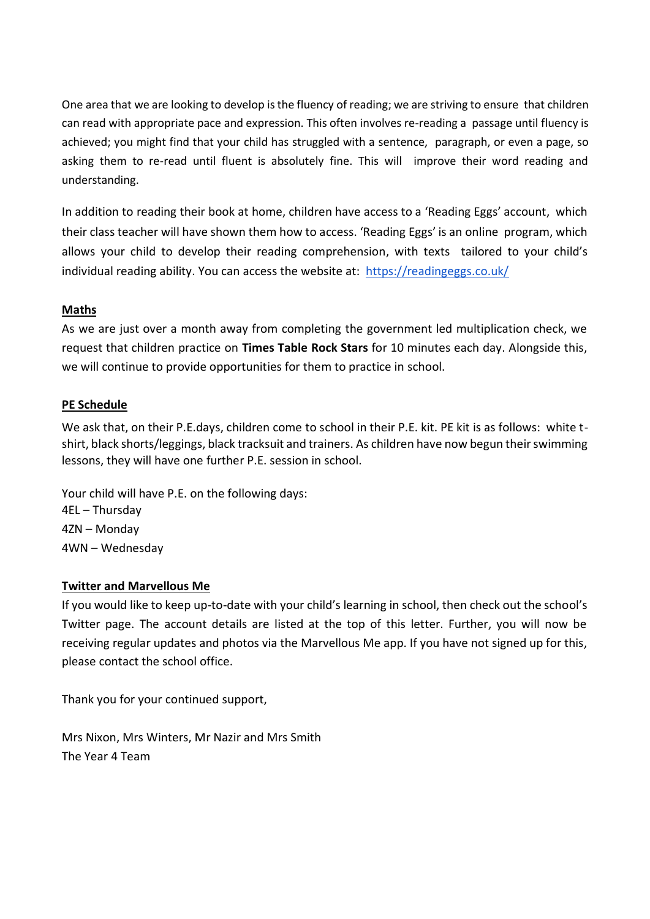One area that we are looking to develop is the fluency of reading; we are striving to ensure that children can read with appropriate pace and expression. This often involves re-reading a passage until fluency is achieved; you might find that your child has struggled with a sentence, paragraph, or even a page, so asking them to re-read until fluent is absolutely fine. This will improve their word reading and understanding.

In addition to reading their book at home, children have access to a 'Reading Eggs' account, which their class teacher will have shown them how to access. 'Reading Eggs' is an online program, which allows your child to develop their reading comprehension, with texts tailored to your child's individual reading ability. You can access the website at: [https://readingeggs.co.uk/](https://readingeggs.co.uk/)

**Maths**

As we are just over a month away from completing the government led multiplication check, we request that children practice on **Times Table Rock Stars** for 10 minutes each day. Alongside this, we will continue to provide opportunities for them to practice in school.

**PE Schedule**

We ask that, on their P.E.days, children come to school in their P.E. kit. PE kit is as follows: white t-shirt, black shorts/leggings, black tracksuit and trainers. As children have now begun their swimming lessons, they will have one further P.E. session in school.

Your child will have P.E. on the following days:
4EL – Thursday
4ZN – Monday
4WN – Wednesday

**Twitter and Marvellous Me**

If you would like to keep up-to-date with your child's learning in school, then check out the school's Twitter page. The account details are listed at the top of this letter. Further, you will now be receiving regular updates and photos via the Marvellous Me app. If you have not signed up for this, please contact the school office.

Thank you for your continued support,

Mrs Nixon, Mrs Winters, Mr Nazir and Mrs Smith
The Year 4 Team